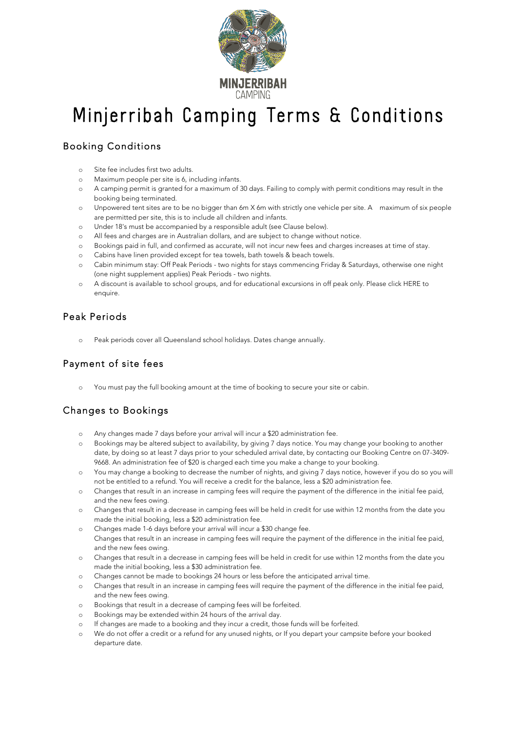MINJERRIBAH CAMPING

# Minjerribah Camping Terms & Conditions

## Booking Conditions

- Site fee includes first two adults.
- Maximum people per site is 6, including infants.
- A camping permit is granted for a maximum of 30 days. Failing to comply with permit conditions may result in the booking being terminated.
- Unpowered tent sites are to be no bigger than 6m X 6m with strictly one vehicle per site. A maximum of six people are permitted per site, this is to include all children and infants.
- Under 18's must be accompanied by a responsible adult (see Clause below).
- All fees and charges are in Australian dollars, and are subject to change without notice.
- Bookings paid in full, and confirmed as accurate, will not incur new fees and charges increases at time of stay.
- Cabins have linen provided except for tea towels, bath towels & beach towels.
- Cabin minimum stay: Off Peak Periods - two nights for stays commencing Friday & Saturdays, otherwise one night (one night supplement applies) Peak Periods - two nights.
- A discount is available to school groups, and for educational excursions in off peak only. Please click HERE to enquire.

## Peak Periods

- Peak periods cover all Queensland school holidays. Dates change annually.

## Payment of site fees

- You must pay the full booking amount at the time of booking to secure your site or cabin.

## Changes to Bookings

- Any changes made 7 days before your arrival will incur a $20 administration fee.
- Bookings may be altered subject to availability, by giving 7 days notice. You may change your booking to another date, by doing so at least 7 days prior to your scheduled arrival date, by contacting our Booking Centre on 07-3409-9668. An administration fee of $20 is charged each time you make a change to your booking.
- You may change a booking to decrease the number of nights, and giving 7 days notice, however if you do so you will not be entitled to a refund. You will receive a credit for the balance, less a $20 administration fee.
- Changes that result in an increase in camping fees will require the payment of the difference in the initial fee paid, and the new fees owing.
- Changes that result in a decrease in camping fees will be held in credit for use within 12 months from the date you made the initial booking, less a $20 administration fee.
- Changes made 1-6 days before your arrival will incur a $30 change fee.
  Changes that result in an increase in camping fees will require the payment of the difference in the initial fee paid, and the new fees owing.
- Changes that result in a decrease in camping fees will be held in credit for use within 12 months from the date you made the initial booking, less a $30 administration fee.
- Changes cannot be made to bookings 24 hours or less before the anticipated arrival time.
- Changes that result in an increase in camping fees will require the payment of the difference in the initial fee paid, and the new fees owing.
- Bookings that result in a decrease of camping fees will be forfeited.
- Bookings may be extended within 24 hours of the arrival day.
- If changes are made to a booking and they incur a credit, those funds will be forfeited.
- We do not offer a credit or a refund for any unused nights, or If you depart your campsite before your booked departure date.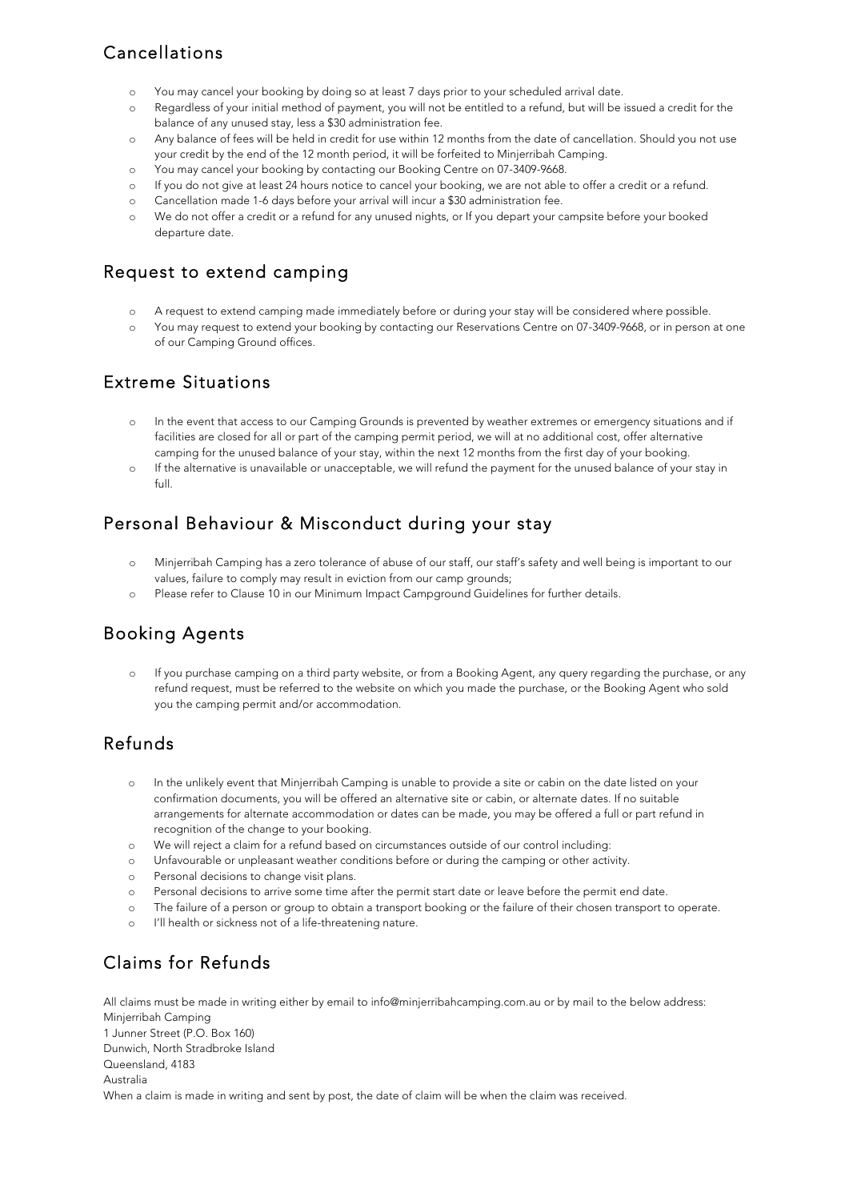## Cancellations

- You may cancel your booking by doing so at least 7 days prior to your scheduled arrival date.
- Regardless of your initial method of payment, you will not be entitled to a refund, but will be issued a credit for the balance of any unused stay, less a $30 administration fee.
- Any balance of fees will be held in credit for use within 12 months from the date of cancellation. Should you not use your credit by the end of the 12 month period, it will be forfeited to Minjerribah Camping.
- You may cancel your booking by contacting our Booking Centre on 07-3409-9668.
- If you do not give at least 24 hours notice to cancel your booking, we are not able to offer a credit or a refund.
- Cancellation made 1-6 days before your arrival will incur a $30 administration fee.
- We do not offer a credit or a refund for any unused nights, or If you depart your campsite before your booked departure date.

## Request to extend camping

- A request to extend camping made immediately before or during your stay will be considered where possible.
- You may request to extend your booking by contacting our Reservations Centre on 07-3409-9668, or in person at one of our Camping Ground offices.

## Extreme Situations

- In the event that access to our Camping Grounds is prevented by weather extremes or emergency situations and if facilities are closed for all or part of the camping permit period, we will at no additional cost, offer alternative camping for the unused balance of your stay, within the next 12 months from the first day of your booking.
- If the alternative is unavailable or unacceptable, we will refund the payment for the unused balance of your stay in full.

## Personal Behaviour & Misconduct during your stay

- Minjerribah Camping has a zero tolerance of abuse of our staff, our staff's safety and well being is important to our values, failure to comply may result in eviction from our camp grounds;
- Please refer to Clause 10 in our Minimum Impact Campground Guidelines for further details.

## Booking Agents

- If you purchase camping on a third party website, or from a Booking Agent, any query regarding the purchase, or any refund request, must be referred to the website on which you made the purchase, or the Booking Agent who sold you the camping permit and/or accommodation.

## Refunds

- In the unlikely event that Minjerribah Camping is unable to provide a site or cabin on the date listed on your confirmation documents, you will be offered an alternative site or cabin, or alternate dates. If no suitable arrangements for alternate accommodation or dates can be made, you may be offered a full or part refund in recognition of the change to your booking.
- We will reject a claim for a refund based on circumstances outside of our control including:
- Unfavourable or unpleasant weather conditions before or during the camping or other activity.
- Personal decisions to change visit plans.
- Personal decisions to arrive some time after the permit start date or leave before the permit end date.
- The failure of a person or group to obtain a transport booking or the failure of their chosen transport to operate.
- I'll health or sickness not of a life-threatening nature.

## Claims for Refunds

All claims must be made in writing either by email to info@minjerribahcamping.com.au or by mail to the below address:
Minjerribah Camping
1 Junner Street (P.O. Box 160)
Dunwich, North Stradbroke Island
Queensland, 4183
Australia
When a claim is made in writing and sent by post, the date of claim will be when the claim was received.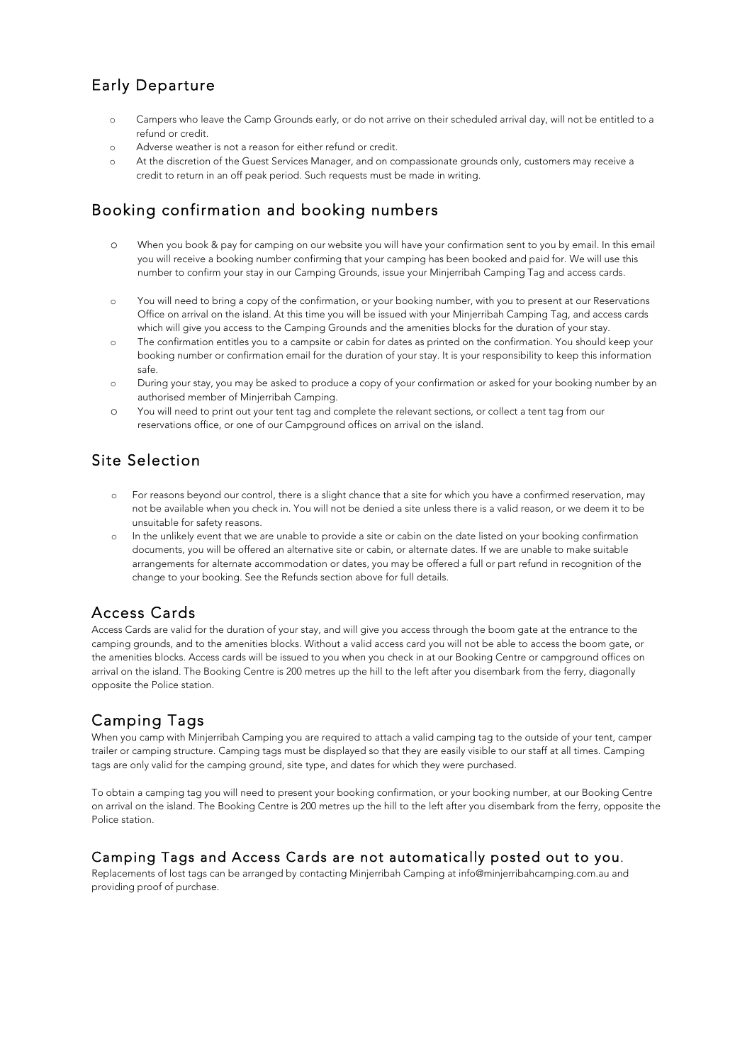## Early Departure

- Campers who leave the Camp Grounds early, or do not arrive on their scheduled arrival day, will not be entitled to a refund or credit.
- Adverse weather is not a reason for either refund or credit.
- At the discretion of the Guest Services Manager, and on compassionate grounds only, customers may receive a credit to return in an off peak period. Such requests must be made in writing.

## Booking confirmation and booking numbers

- When you book & pay for camping on our website you will have your confirmation sent to you by email. In this email you will receive a booking number confirming that your camping has been booked and paid for. We will use this number to confirm your stay in our Camping Grounds, issue your Minjerribah Camping Tag and access cards.
- You will need to bring a copy of the confirmation, or your booking number, with you to present at our Reservations Office on arrival on the island. At this time you will be issued with your Minjerribah Camping Tag, and access cards which will give you access to the Camping Grounds and the amenities blocks for the duration of your stay.
- The confirmation entitles you to a campsite or cabin for dates as printed on the confirmation. You should keep your booking number or confirmation email for the duration of your stay. It is your responsibility to keep this information safe.
- During your stay, you may be asked to produce a copy of your confirmation or asked for your booking number by an authorised member of Minjerribah Camping.
- You will need to print out your tent tag and complete the relevant sections, or collect a tent tag from our reservations office, or one of our Campground offices on arrival on the island.

## Site Selection

- For reasons beyond our control, there is a slight chance that a site for which you have a confirmed reservation, may not be available when you check in. You will not be denied a site unless there is a valid reason, or we deem it to be unsuitable for safety reasons.
- In the unlikely event that we are unable to provide a site or cabin on the date listed on your booking confirmation documents, you will be offered an alternative site or cabin, or alternate dates. If we are unable to make suitable arrangements for alternate accommodation or dates, you may be offered a full or part refund in recognition of the change to your booking. See the Refunds section above for full details.

## Access Cards

Access Cards are valid for the duration of your stay, and will give you access through the boom gate at the entrance to the camping grounds, and to the amenities blocks. Without a valid access card you will not be able to access the boom gate, or the amenities blocks. Access cards will be issued to you when you check in at our Booking Centre or campground offices on arrival on the island. The Booking Centre is 200 metres up the hill to the left after you disembark from the ferry, diagonally opposite the Police station.

## Camping Tags

When you camp with Minjerribah Camping you are required to attach a valid camping tag to the outside of your tent, camper trailer or camping structure. Camping tags must be displayed so that they are easily visible to our staff at all times. Camping tags are only valid for the camping ground, site type, and dates for which they were purchased.

To obtain a camping tag you will need to present your booking confirmation, or your booking number, at our Booking Centre on arrival on the island. The Booking Centre is 200 metres up the hill to the left after you disembark from the ferry, opposite the Police station.

### Camping Tags and Access Cards are not automatically posted out to you.

Replacements of lost tags can be arranged by contacting Minjerribah Camping at info@minjerribahcamping.com.au and providing proof of purchase.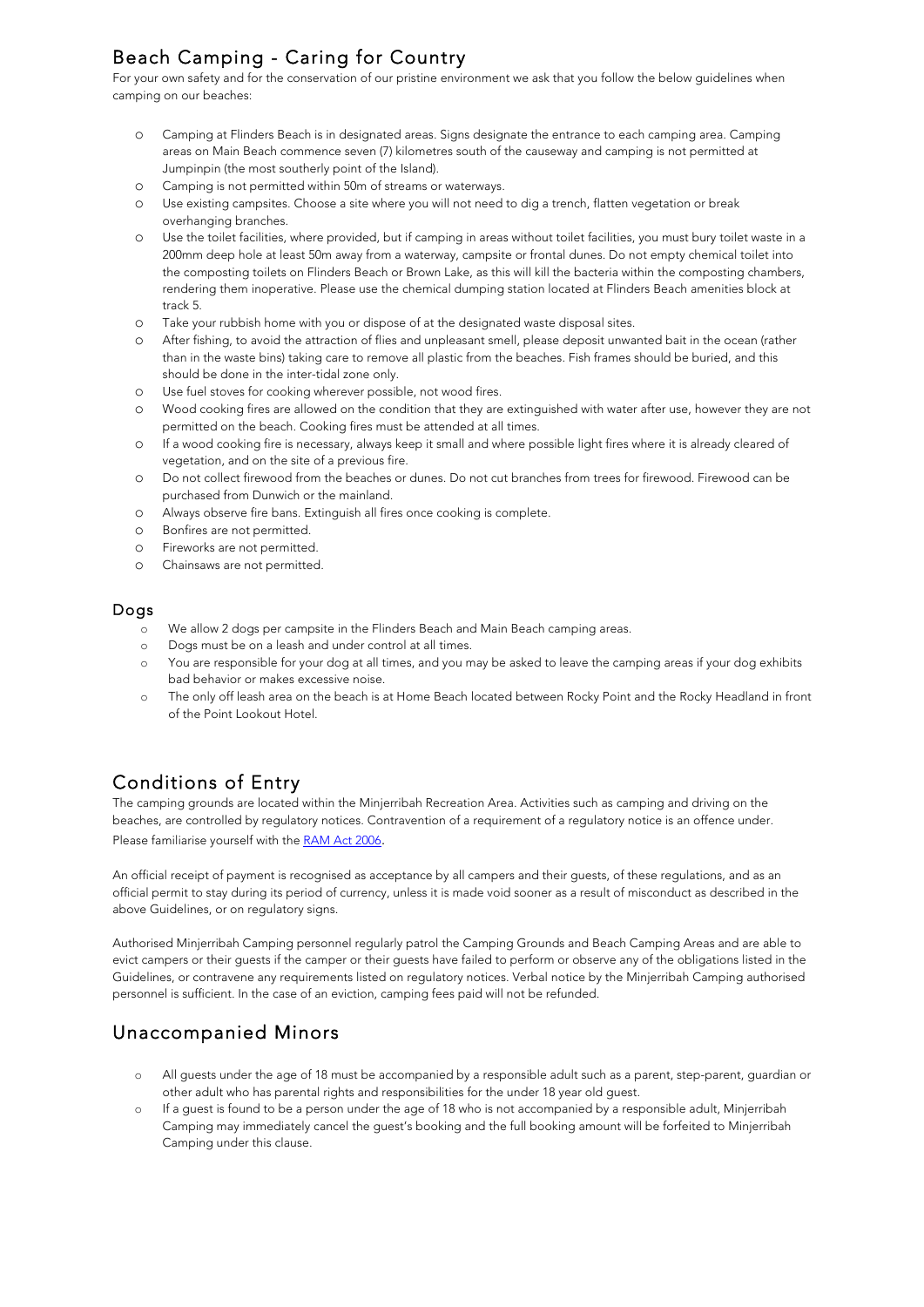## Beach Camping - Caring for Country

For your own safety and for the conservation of our pristine environment we ask that you follow the below guidelines when camping on our beaches:

- Camping at Flinders Beach is in designated areas. Signs designate the entrance to each camping area. Camping areas on Main Beach commence seven (7) kilometres south of the causeway and camping is not permitted at Jumpinpin (the most southerly point of the Island).
- Camping is not permitted within 50m of streams or waterways.
- Use existing campsites. Choose a site where you will not need to dig a trench, flatten vegetation or break overhanging branches.
- Use the toilet facilities, where provided, but if camping in areas without toilet facilities, you must bury toilet waste in a 200mm deep hole at least 50m away from a waterway, campsite or frontal dunes. Do not empty chemical toilet into the composting toilets on Flinders Beach or Brown Lake, as this will kill the bacteria within the composting chambers, rendering them inoperative. Please use the chemical dumping station located at Flinders Beach amenities block at track 5.
- Take your rubbish home with you or dispose of at the designated waste disposal sites.
- After fishing, to avoid the attraction of flies and unpleasant smell, please deposit unwanted bait in the ocean (rather than in the waste bins) taking care to remove all plastic from the beaches. Fish frames should be buried, and this should be done in the inter-tidal zone only.
- Use fuel stoves for cooking wherever possible, not wood fires.
- Wood cooking fires are allowed on the condition that they are extinguished with water after use, however they are not permitted on the beach. Cooking fires must be attended at all times.
- If a wood cooking fire is necessary, always keep it small and where possible light fires where it is already cleared of vegetation, and on the site of a previous fire.
- Do not collect firewood from the beaches or dunes. Do not cut branches from trees for firewood. Firewood can be purchased from Dunwich or the mainland.
- Always observe fire bans. Extinguish all fires once cooking is complete.
- Bonfires are not permitted.
- Fireworks are not permitted.
- Chainsaws are not permitted.

### Dogs

- We allow 2 dogs per campsite in the Flinders Beach and Main Beach camping areas.
- Dogs must be on a leash and under control at all times.
- You are responsible for your dog at all times, and you may be asked to leave the camping areas if your dog exhibits bad behavior or makes excessive noise.
- The only off leash area on the beach is at Home Beach located between Rocky Point and the Rocky Headland in front of the Point Lookout Hotel.

## Conditions of Entry

The camping grounds are located within the Minjerribah Recreation Area. Activities such as camping and driving on the beaches, are controlled by regulatory notices. Contravention of a requirement of a regulatory notice is an offence under. Please familiarise yourself with the RAM Act 2006.

An official receipt of payment is recognised as acceptance by all campers and their guests, of these regulations, and as an official permit to stay during its period of currency, unless it is made void sooner as a result of misconduct as described in the above Guidelines, or on regulatory signs.

Authorised Minjerribah Camping personnel regularly patrol the Camping Grounds and Beach Camping Areas and are able to evict campers or their guests if the camper or their guests have failed to perform or observe any of the obligations listed in the Guidelines, or contravene any requirements listed on regulatory notices. Verbal notice by the Minjerribah Camping authorised personnel is sufficient. In the case of an eviction, camping fees paid will not be refunded.

## Unaccompanied Minors

- All guests under the age of 18 must be accompanied by a responsible adult such as a parent, step-parent, guardian or other adult who has parental rights and responsibilities for the under 18 year old guest.
- If a guest is found to be a person under the age of 18 who is not accompanied by a responsible adult, Minjerribah Camping may immediately cancel the guest's booking and the full booking amount will be forfeited to Minjerribah Camping under this clause.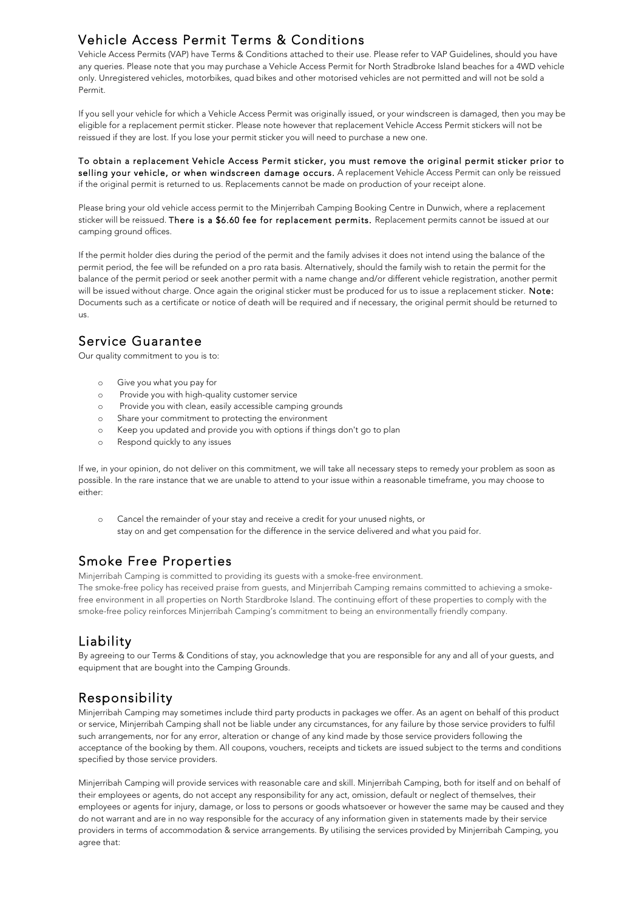## Vehicle Access Permit Terms & Conditions

Vehicle Access Permits (VAP) have Terms & Conditions attached to their use. Please refer to VAP Guidelines, should you have any queries. Please note that you may purchase a Vehicle Access Permit for North Stradbroke Island beaches for a 4WD vehicle only. Unregistered vehicles, motorbikes, quad bikes and other motorised vehicles are not permitted and will not be sold a Permit.

If you sell your vehicle for which a Vehicle Access Permit was originally issued, or your windscreen is damaged, then you may be eligible for a replacement permit sticker. Please note however that replacement Vehicle Access Permit stickers will not be reissued if they are lost. If you lose your permit sticker you will need to purchase a new one.

**To obtain a replacement Vehicle Access Permit sticker, you must remove the original permit sticker prior to selling your vehicle, or when windscreen damage occurs.** A replacement Vehicle Access Permit can only be reissued if the original permit is returned to us. Replacements cannot be made on production of your receipt alone.

Please bring your old vehicle access permit to the Minjerribah Camping Booking Centre in Dunwich, where a replacement sticker will be reissued. **There is a $6.60 fee for replacement permits.** Replacement permits cannot be issued at our camping ground offices.

If the permit holder dies during the period of the permit and the family advises it does not intend using the balance of the permit period, the fee will be refunded on a pro rata basis. Alternatively, should the family wish to retain the permit for the balance of the permit period or seek another permit with a name change and/or different vehicle registration, another permit will be issued without charge. Once again the original sticker must be produced for us to issue a replacement sticker. **Note:** Documents such as a certificate or notice of death will be required and if necessary, the original permit should be returned to us.

## Service Guarantee

Our quality commitment to you is to:

- Give you what you pay for
- Provide you with high-quality customer service
- Provide you with clean, easily accessible camping grounds
- Share your commitment to protecting the environment
- Keep you updated and provide you with options if things don't go to plan
- Respond quickly to any issues

If we, in your opinion, do not deliver on this commitment, we will take all necessary steps to remedy your problem as soon as possible. In the rare instance that we are unable to attend to your issue within a reasonable timeframe, you may choose to either:

- Cancel the remainder of your stay and receive a credit for your unused nights, or
  stay on and get compensation for the difference in the service delivered and what you paid for.

## Smoke Free Properties

Minjerribah Camping is committed to providing its guests with a smoke-free environment.
The smoke-free policy has received praise from guests, and Minjerribah Camping remains committed to achieving a smoke-free environment in all properties on North Stardbroke Island. The continuing effort of these properties to comply with the smoke-free policy reinforces Minjerribah Camping's commitment to being an environmentally friendly company.

## Liability

By agreeing to our Terms & Conditions of stay, you acknowledge that you are responsible for any and all of your guests, and equipment that are bought into the Camping Grounds.

## Responsibility

Minjerribah Camping may sometimes include third party products in packages we offer. As an agent on behalf of this product or service, Minjerribah Camping shall not be liable under any circumstances, for any failure by those service providers to fulfil such arrangements, nor for any error, alteration or change of any kind made by those service providers following the acceptance of the booking by them. All coupons, vouchers, receipts and tickets are issued subject to the terms and conditions specified by those service providers.

Minjerribah Camping will provide services with reasonable care and skill. Minjerribah Camping, both for itself and on behalf of their employees or agents, do not accept any responsibility for any act, omission, default or neglect of themselves, their employees or agents for injury, damage, or loss to persons or goods whatsoever or however the same may be caused and they do not warrant and are in no way responsible for the accuracy of any information given in statements made by their service providers in terms of accommodation & service arrangements. By utilising the services provided by Minjerribah Camping, you agree that: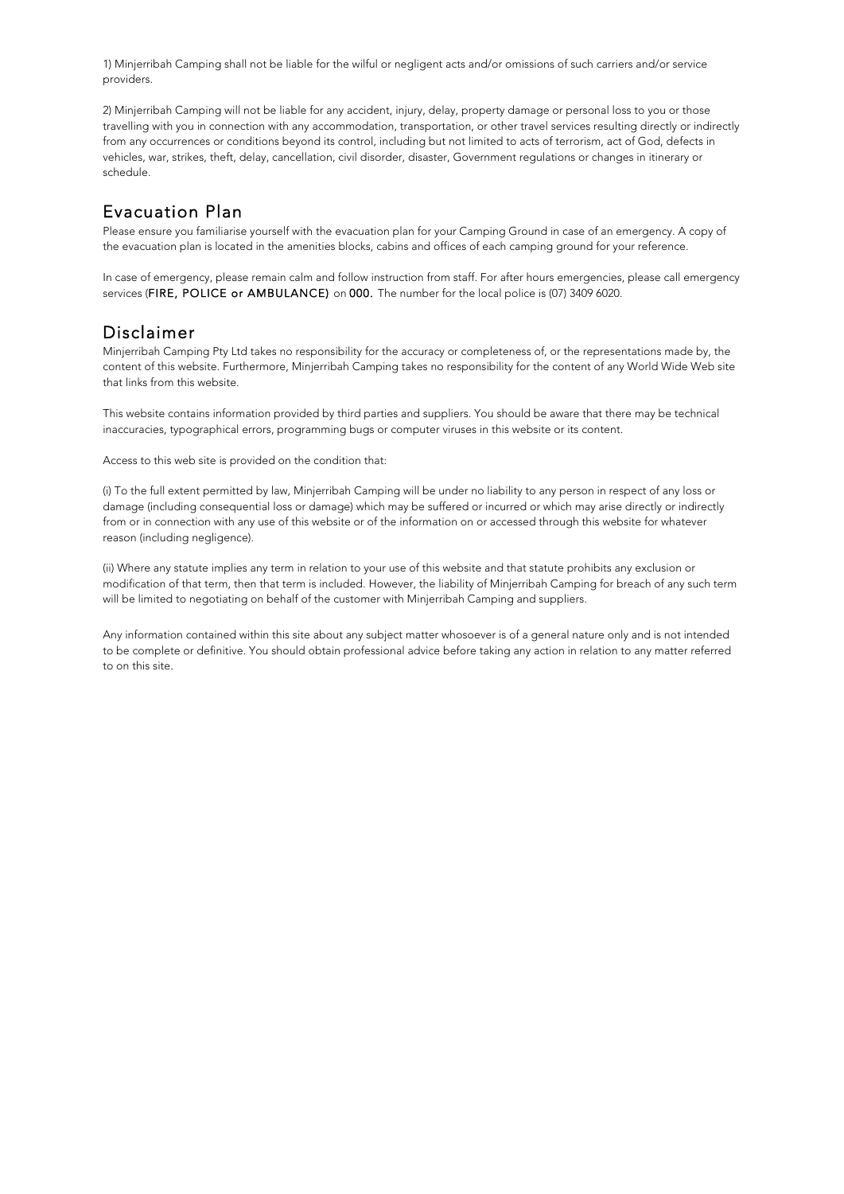1) Minjerribah Camping shall not be liable for the wilful or negligent acts and/or omissions of such carriers and/or service providers.

2) Minjerribah Camping will not be liable for any accident, injury, delay, property damage or personal loss to you or those travelling with you in connection with any accommodation, transportation, or other travel services resulting directly or indirectly from any occurrences or conditions beyond its control, including but not limited to acts of terrorism, act of God, defects in vehicles, war, strikes, theft, delay, cancellation, civil disorder, disaster, Government regulations or changes in itinerary or schedule.

## Evacuation Plan

Please ensure you familiarise yourself with the evacuation plan for your Camping Ground in case of an emergency. A copy of the evacuation plan is located in the amenities blocks, cabins and offices of each camping ground for your reference.

In case of emergency, please remain calm and follow instruction from staff. For after hours emergencies, please call emergency services (**FIRE, POLICE or AMBULANCE)** on **000.** The number for the local police is (07) 3409 6020.

## Disclaimer

Minjerribah Camping Pty Ltd takes no responsibility for the accuracy or completeness of, or the representations made by, the content of this website. Furthermore, Minjerribah Camping takes no responsibility for the content of any World Wide Web site that links from this website.

This website contains information provided by third parties and suppliers. You should be aware that there may be technical inaccuracies, typographical errors, programming bugs or computer viruses in this website or its content.

Access to this web site is provided on the condition that:

(i) To the full extent permitted by law, Minjerribah Camping will be under no liability to any person in respect of any loss or damage (including consequential loss or damage) which may be suffered or incurred or which may arise directly or indirectly from or in connection with any use of this website or of the information on or accessed through this website for whatever reason (including negligence).

(ii) Where any statute implies any term in relation to your use of this website and that statute prohibits any exclusion or modification of that term, then that term is included. However, the liability of Minjerribah Camping for breach of any such term will be limited to negotiating on behalf of the customer with Minjerribah Camping and suppliers.

Any information contained within this site about any subject matter whosoever is of a general nature only and is not intended to be complete or definitive. You should obtain professional advice before taking any action in relation to any matter referred to on this site.